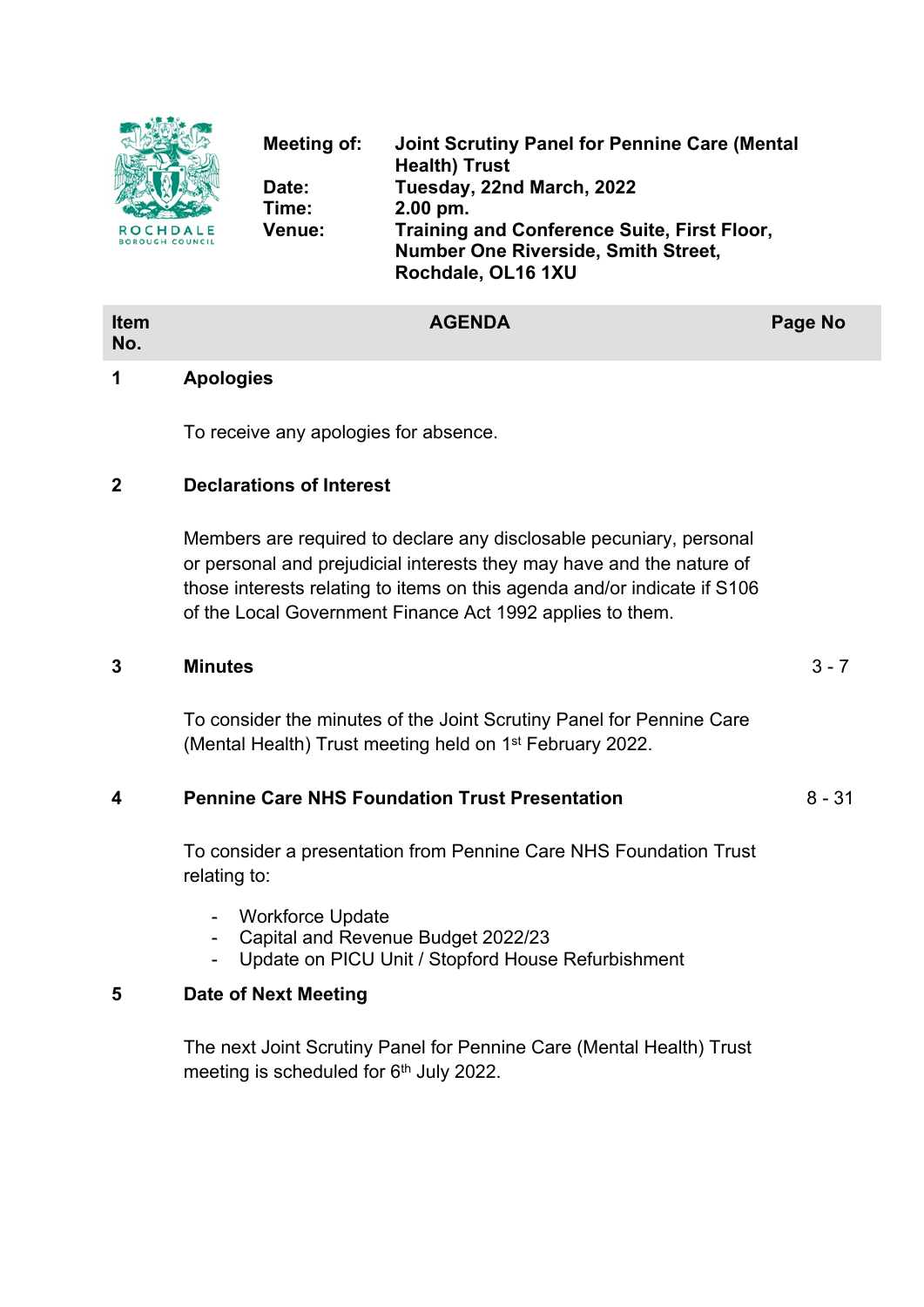ROCHDALE BOROUGH COUNCIL

| | |
|---|---|
| **Meeting of:** | **Joint Scrutiny Panel for Pennine Care (Mental Health) Trust** |
| **Date:** | **Tuesday, 22nd March, 2022** |
| **Time:** | **2.00 pm.** |
| **Venue:** | **Training and Conference Suite, First Floor, Number One Riverside, Smith Street, Rochdale, OL16 1XU** |

| Item No. | AGENDA | Page No |
|---|---|---|
| **1** | **Apologies**<br><br>To receive any apologies for absence. | |
| **2** | **Declarations of Interest**<br><br>Members are required to declare any disclosable pecuniary, personal or personal and prejudicial interests they may have and the nature of those interests relating to items on this agenda and/or indicate if S106 of the Local Government Finance Act 1992 applies to them. | |
| **3** | **Minutes**<br><br>To consider the minutes of the Joint Scrutiny Panel for Pennine Care (Mental Health) Trust meeting held on 1st February 2022. | 3 - 7 |
| **4** | **Pennine Care NHS Foundation Trust Presentation**<br><br>To consider a presentation from Pennine Care NHS Foundation Trust relating to:<br><br>- Workforce Update<br>- Capital and Revenue Budget 2022/23<br>- Update on PICU Unit / Stopford House Refurbishment | 8 - 31 |
| **5** | **Date of Next Meeting**<br><br>The next Joint Scrutiny Panel for Pennine Care (Mental Health) Trust meeting is scheduled for 6th July 2022. | |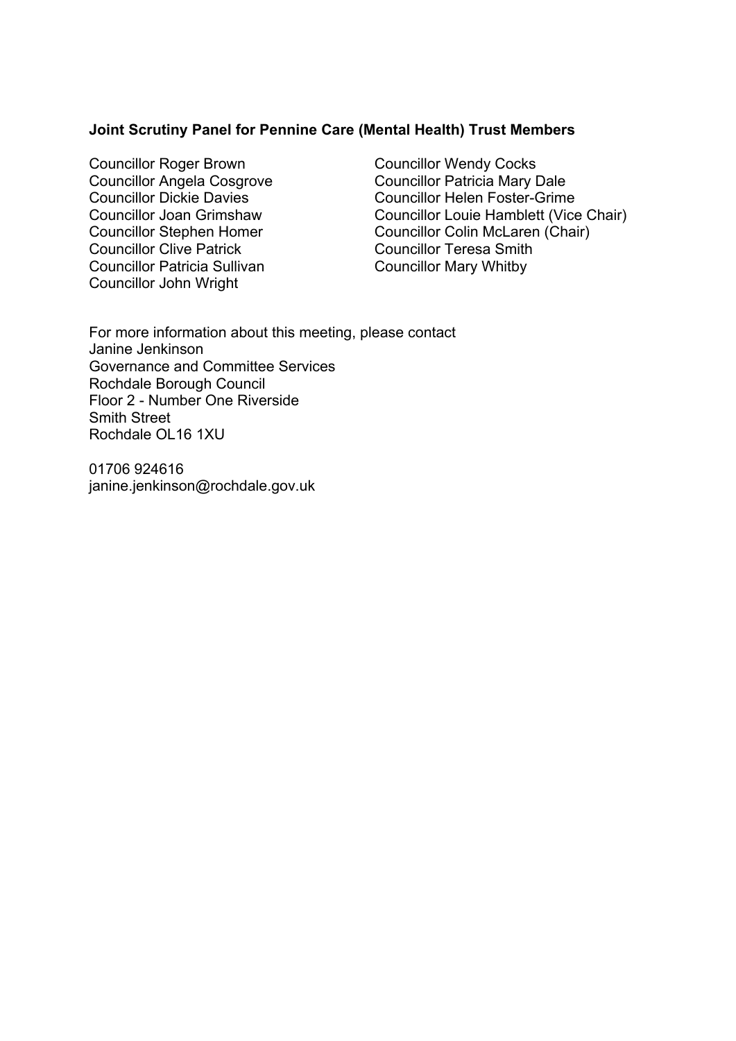**Joint Scrutiny Panel for Pennine Care (Mental Health) Trust Members**

Councillor Roger Brown
Councillor Wendy Cocks
Councillor Angela Cosgrove
Councillor Patricia Mary Dale
Councillor Dickie Davies
Councillor Helen Foster-Grime
Councillor Joan Grimshaw
Councillor Louie Hamblett (Vice Chair)
Councillor Stephen Homer
Councillor Colin McLaren (Chair)
Councillor Clive Patrick
Councillor Teresa Smith
Councillor Patricia Sullivan
Councillor Mary Whitby
Councillor John Wright

For more information about this meeting, please contact
Janine Jenkinson
Governance and Committee Services
Rochdale Borough Council
Floor 2 - Number One Riverside
Smith Street
Rochdale OL16 1XU

01706 924616
janine.jenkinson@rochdale.gov.uk